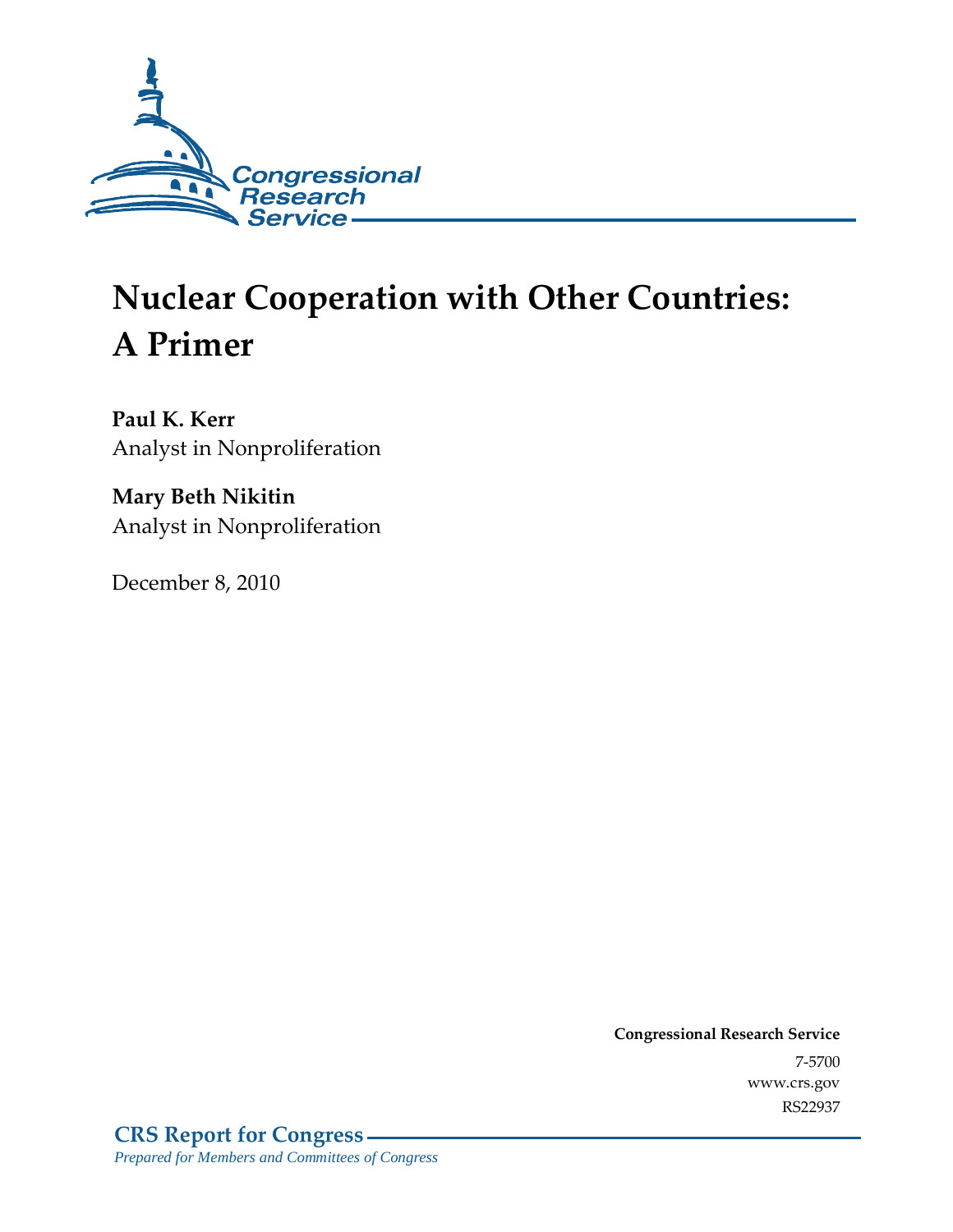Congressional Research Service

# Nuclear Cooperation with Other Countries: A Primer

**Paul K. Kerr**
Analyst in Nonproliferation

**Mary Beth Nikitin**
Analyst in Nonproliferation

December 8, 2010

**Congressional Research Service**
7-5700
www.crs.gov
RS22937

**CRS Report for Congress**
*Prepared for Members and Committees of Congress*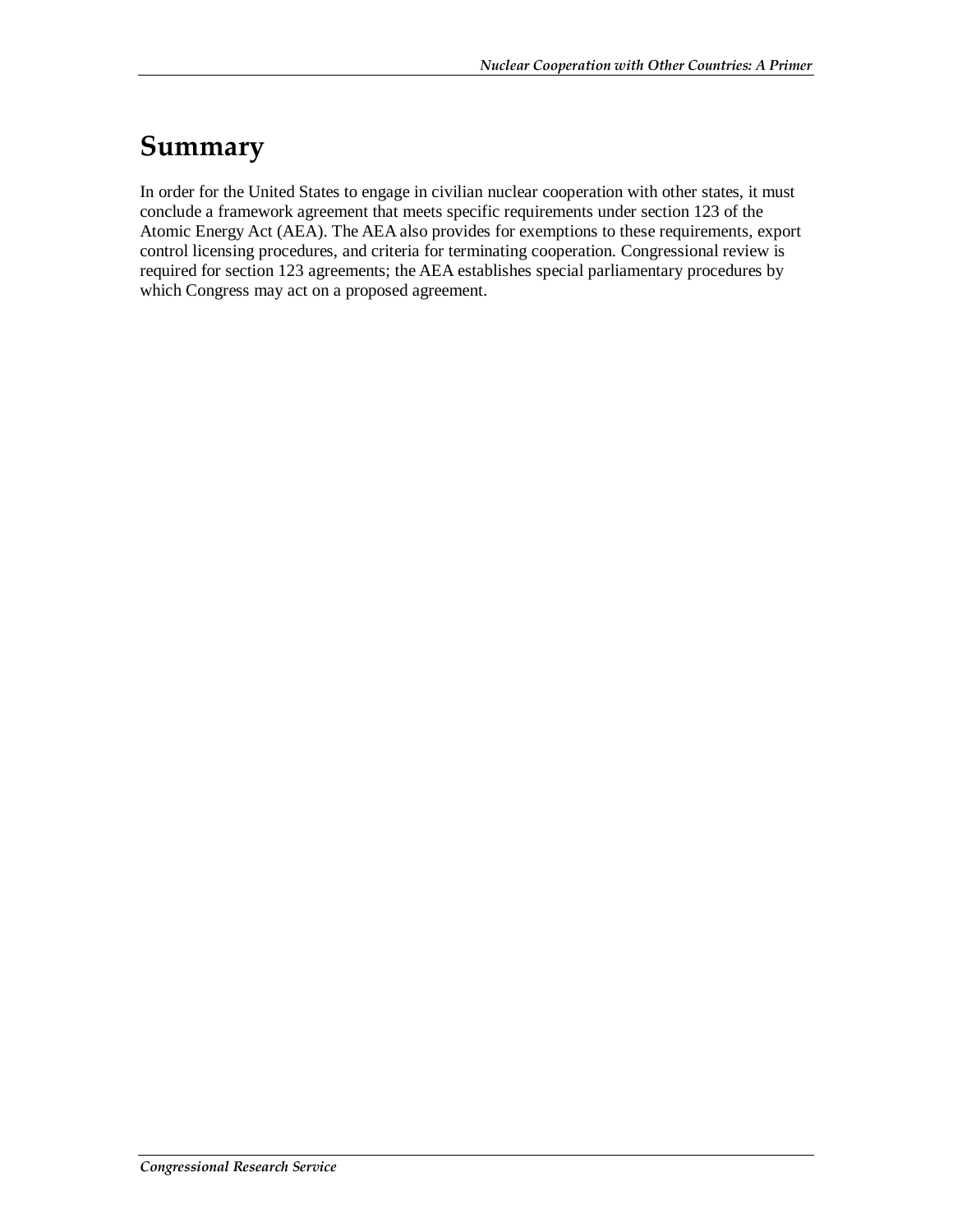# Summary

In order for the United States to engage in civilian nuclear cooperation with other states, it must conclude a framework agreement that meets specific requirements under section 123 of the Atomic Energy Act (AEA). The AEA also provides for exemptions to these requirements, export control licensing procedures, and criteria for terminating cooperation. Congressional review is required for section 123 agreements; the AEA establishes special parliamentary procedures by which Congress may act on a proposed agreement.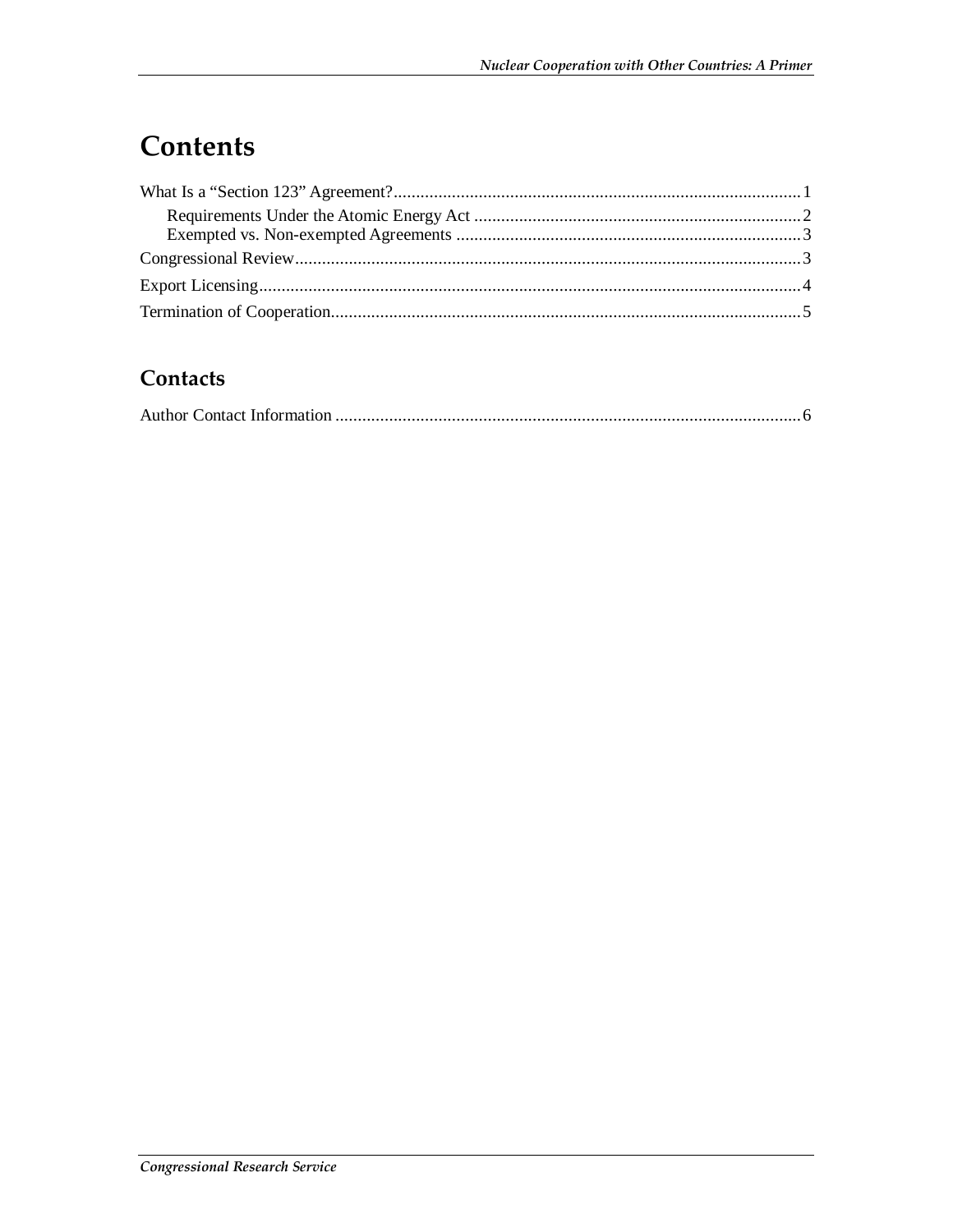# Contents

What Is a "Section 123" Agreement?............................................................................................1

Requirements Under the Atomic Energy Act .........................................................................2

Exempted vs. Non-exempted Agreements .............................................................................3

Congressional Review.................................................................................................................3

Export Licensing........................................................................................................................4

Termination of Cooperation........................................................................................................5

## Contacts

Author Contact Information ........................................................................................................6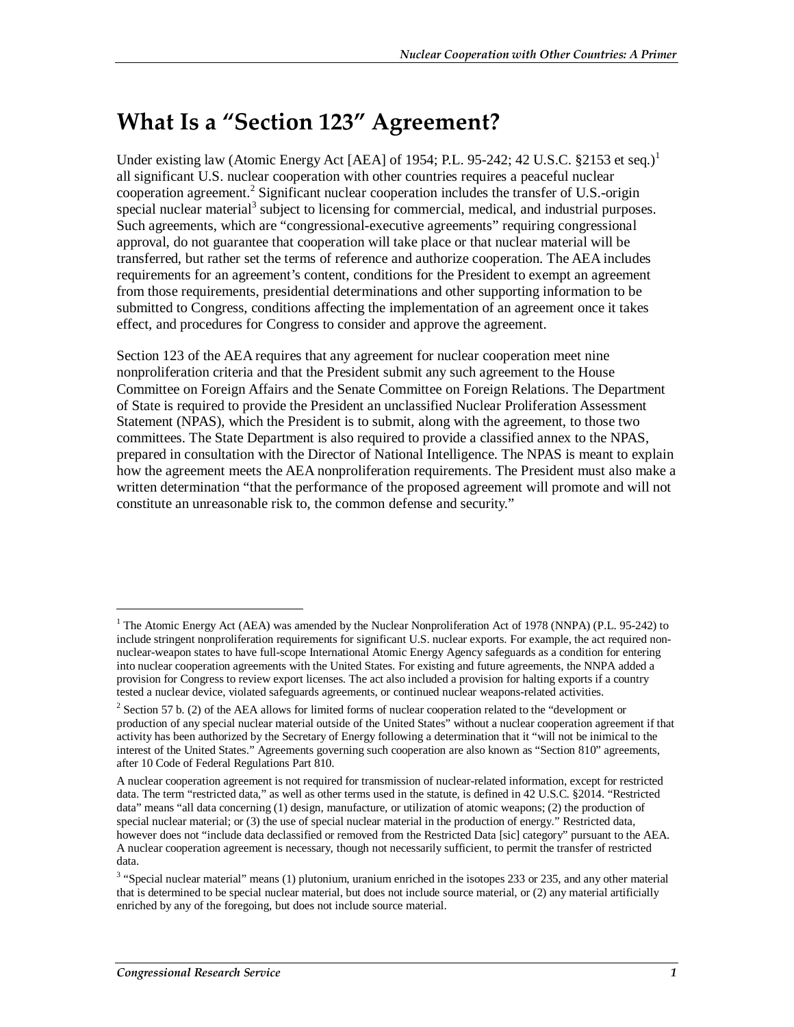# What Is a "Section 123" Agreement?

Under existing law (Atomic Energy Act [AEA] of 1954; P.L. 95-242; 42 U.S.C. §2153 et seq.)[1] all significant U.S. nuclear cooperation with other countries requires a peaceful nuclear cooperation agreement.[2] Significant nuclear cooperation includes the transfer of U.S.-origin special nuclear material[3] subject to licensing for commercial, medical, and industrial purposes. Such agreements, which are "congressional-executive agreements" requiring congressional approval, do not guarantee that cooperation will take place or that nuclear material will be transferred, but rather set the terms of reference and authorize cooperation. The AEA includes requirements for an agreement's content, conditions for the President to exempt an agreement from those requirements, presidential determinations and other supporting information to be submitted to Congress, conditions affecting the implementation of an agreement once it takes effect, and procedures for Congress to consider and approve the agreement.

Section 123 of the AEA requires that any agreement for nuclear cooperation meet nine nonproliferation criteria and that the President submit any such agreement to the House Committee on Foreign Affairs and the Senate Committee on Foreign Relations. The Department of State is required to provide the President an unclassified Nuclear Proliferation Assessment Statement (NPAS), which the President is to submit, along with the agreement, to those two committees. The State Department is also required to provide a classified annex to the NPAS, prepared in consultation with the Director of National Intelligence. The NPAS is meant to explain how the agreement meets the AEA nonproliferation requirements. The President must also make a written determination "that the performance of the proposed agreement will promote and will not constitute an unreasonable risk to, the common defense and security."

---

[1] The Atomic Energy Act (AEA) was amended by the Nuclear Nonproliferation Act of 1978 (NNPA) (P.L. 95-242) to include stringent nonproliferation requirements for significant U.S. nuclear exports. For example, the act required non-nuclear-weapon states to have full-scope International Atomic Energy Agency safeguards as a condition for entering into nuclear cooperation agreements with the United States. For existing and future agreements, the NNPA added a provision for Congress to review export licenses. The act also included a provision for halting exports if a country tested a nuclear device, violated safeguards agreements, or continued nuclear weapons-related activities.

[2] Section 57 b. (2) of the AEA allows for limited forms of nuclear cooperation related to the "development or production of any special nuclear material outside of the United States" without a nuclear cooperation agreement if that activity has been authorized by the Secretary of Energy following a determination that it "will not be inimical to the interest of the United States." Agreements governing such cooperation are also known as "Section 810" agreements, after 10 Code of Federal Regulations Part 810.

A nuclear cooperation agreement is not required for transmission of nuclear-related information, except for restricted data. The term "restricted data," as well as other terms used in the statute, is defined in 42 U.S.C. §2014. "Restricted data" means "all data concerning (1) design, manufacture, or utilization of atomic weapons; (2) the production of special nuclear material; or (3) the use of special nuclear material in the production of energy." Restricted data, however does not "include data declassified or removed from the Restricted Data [sic] category" pursuant to the AEA. A nuclear cooperation agreement is necessary, though not necessarily sufficient, to permit the transfer of restricted data.

[3] "Special nuclear material" means (1) plutonium, uranium enriched in the isotopes 233 or 235, and any other material that is determined to be special nuclear material, but does not include source material, or (2) any material artificially enriched by any of the foregoing, but does not include source material.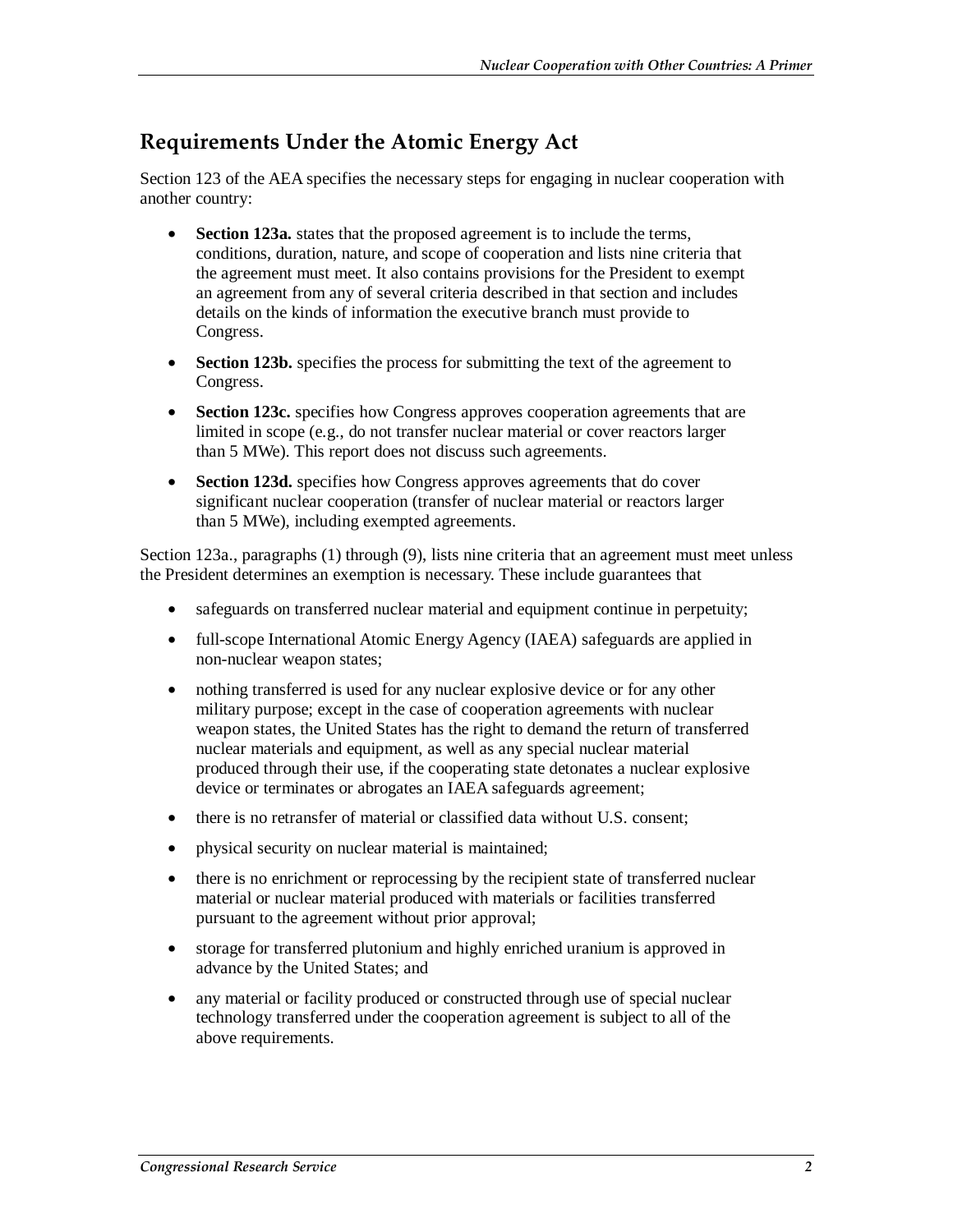## Requirements Under the Atomic Energy Act

Section 123 of the AEA specifies the necessary steps for engaging in nuclear cooperation with another country:

- **Section 123a.** states that the proposed agreement is to include the terms, conditions, duration, nature, and scope of cooperation and lists nine criteria that the agreement must meet. It also contains provisions for the President to exempt an agreement from any of several criteria described in that section and includes details on the kinds of information the executive branch must provide to Congress.
- **Section 123b.** specifies the process for submitting the text of the agreement to Congress.
- **Section 123c.** specifies how Congress approves cooperation agreements that are limited in scope (e.g., do not transfer nuclear material or cover reactors larger than 5 MWe). This report does not discuss such agreements.
- **Section 123d.** specifies how Congress approves agreements that do cover significant nuclear cooperation (transfer of nuclear material or reactors larger than 5 MWe), including exempted agreements.

Section 123a., paragraphs (1) through (9), lists nine criteria that an agreement must meet unless the President determines an exemption is necessary. These include guarantees that

- safeguards on transferred nuclear material and equipment continue in perpetuity;
- full-scope International Atomic Energy Agency (IAEA) safeguards are applied in non-nuclear weapon states;
- nothing transferred is used for any nuclear explosive device or for any other military purpose; except in the case of cooperation agreements with nuclear weapon states, the United States has the right to demand the return of transferred nuclear materials and equipment, as well as any special nuclear material produced through their use, if the cooperating state detonates a nuclear explosive device or terminates or abrogates an IAEA safeguards agreement;
- there is no retransfer of material or classified data without U.S. consent;
- physical security on nuclear material is maintained;
- there is no enrichment or reprocessing by the recipient state of transferred nuclear material or nuclear material produced with materials or facilities transferred pursuant to the agreement without prior approval;
- storage for transferred plutonium and highly enriched uranium is approved in advance by the United States; and
- any material or facility produced or constructed through use of special nuclear technology transferred under the cooperation agreement is subject to all of the above requirements.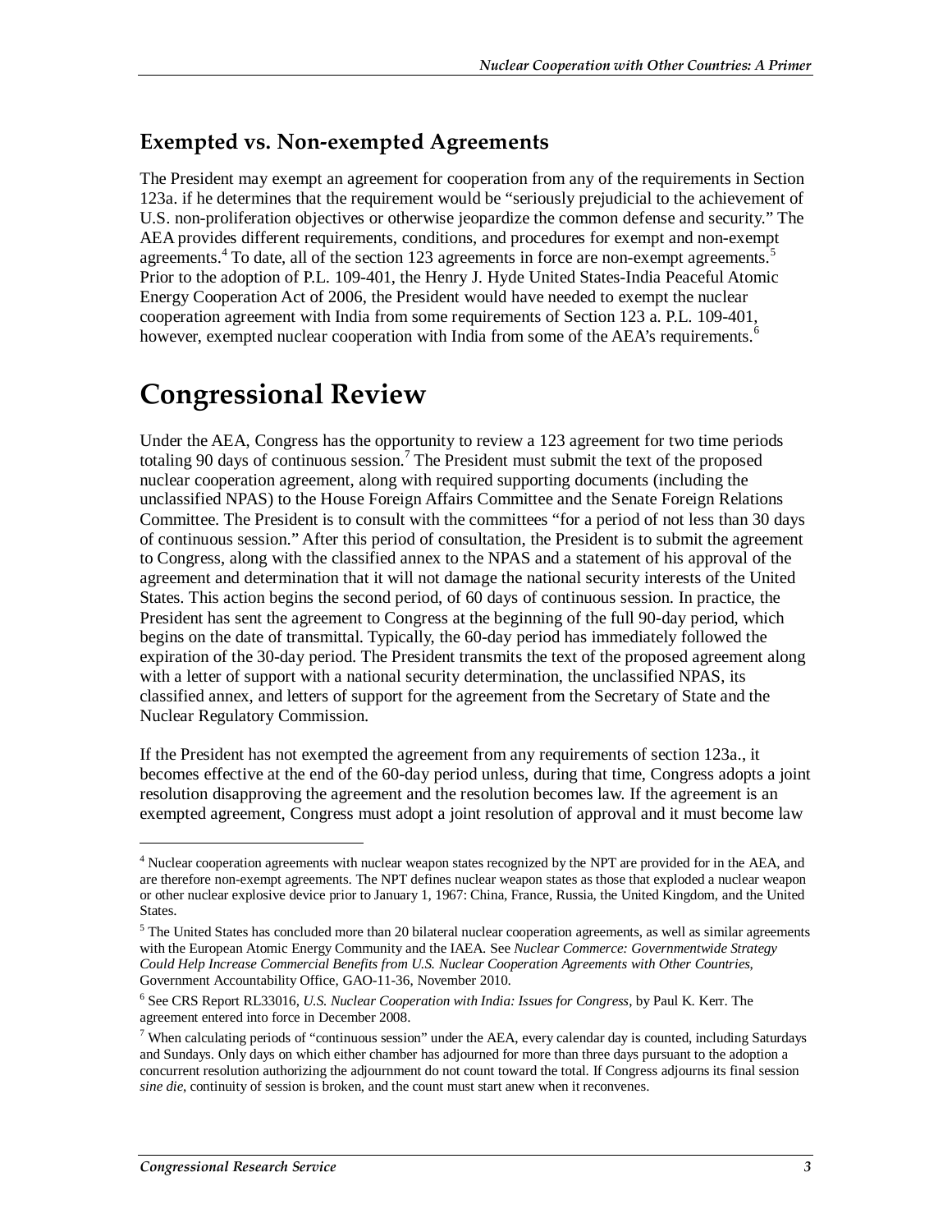### Exempted vs. Non-exempted Agreements

The President may exempt an agreement for cooperation from any of the requirements in Section 123a. if he determines that the requirement would be "seriously prejudicial to the achievement of U.S. non-proliferation objectives or otherwise jeopardize the common defense and security." The AEA provides different requirements, conditions, and procedures for exempt and non-exempt agreements.[4] To date, all of the section 123 agreements in force are non-exempt agreements.[5] Prior to the adoption of P.L. 109-401, the Henry J. Hyde United States-India Peaceful Atomic Energy Cooperation Act of 2006, the President would have needed to exempt the nuclear cooperation agreement with India from some requirements of Section 123 a. P.L. 109-401, however, exempted nuclear cooperation with India from some of the AEA's requirements.[6]

# Congressional Review

Under the AEA, Congress has the opportunity to review a 123 agreement for two time periods totaling 90 days of continuous session.[7] The President must submit the text of the proposed nuclear cooperation agreement, along with required supporting documents (including the unclassified NPAS) to the House Foreign Affairs Committee and the Senate Foreign Relations Committee. The President is to consult with the committees "for a period of not less than 30 days of continuous session." After this period of consultation, the President is to submit the agreement to Congress, along with the classified annex to the NPAS and a statement of his approval of the agreement and determination that it will not damage the national security interests of the United States. This action begins the second period, of 60 days of continuous session. In practice, the President has sent the agreement to Congress at the beginning of the full 90-day period, which begins on the date of transmittal. Typically, the 60-day period has immediately followed the expiration of the 30-day period. The President transmits the text of the proposed agreement along with a letter of support with a national security determination, the unclassified NPAS, its classified annex, and letters of support for the agreement from the Secretary of State and the Nuclear Regulatory Commission.

If the President has not exempted the agreement from any requirements of section 123a., it becomes effective at the end of the 60-day period unless, during that time, Congress adopts a joint resolution disapproving the agreement and the resolution becomes law. If the agreement is an exempted agreement, Congress must adopt a joint resolution of approval and it must become law

---

[4] Nuclear cooperation agreements with nuclear weapon states recognized by the NPT are provided for in the AEA, and are therefore non-exempt agreements. The NPT defines nuclear weapon states as those that exploded a nuclear weapon or other nuclear explosive device prior to January 1, 1967: China, France, Russia, the United Kingdom, and the United States.

[5] The United States has concluded more than 20 bilateral nuclear cooperation agreements, as well as similar agreements with the European Atomic Energy Community and the IAEA. See *Nuclear Commerce: Governmentwide Strategy Could Help Increase Commercial Benefits from U.S. Nuclear Cooperation Agreements with Other Countries*, Government Accountability Office, GAO-11-36, November 2010.

[6] See CRS Report RL33016, *U.S. Nuclear Cooperation with India: Issues for Congress*, by Paul K. Kerr. The agreement entered into force in December 2008.

[7] When calculating periods of "continuous session" under the AEA, every calendar day is counted, including Saturdays and Sundays. Only days on which either chamber has adjourned for more than three days pursuant to the adoption a concurrent resolution authorizing the adjournment do not count toward the total. If Congress adjourns its final session *sine die*, continuity of session is broken, and the count must start anew when it reconvenes.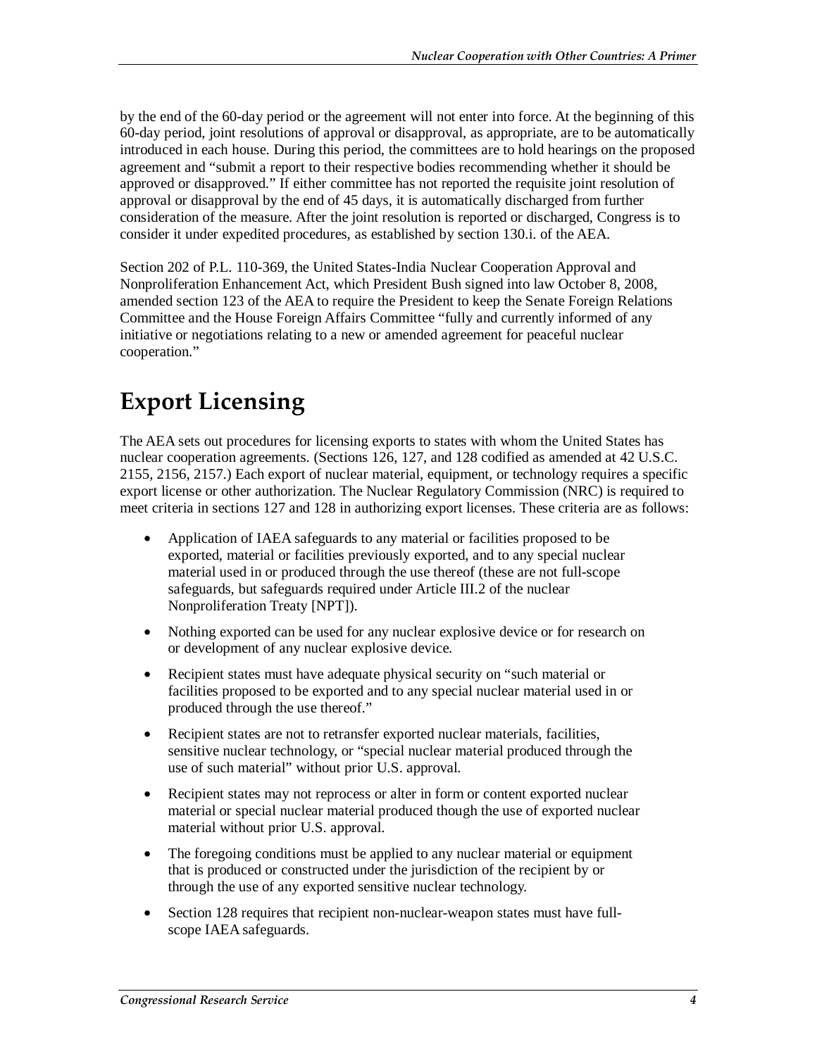by the end of the 60-day period or the agreement will not enter into force. At the beginning of this 60-day period, joint resolutions of approval or disapproval, as appropriate, are to be automatically introduced in each house. During this period, the committees are to hold hearings on the proposed agreement and "submit a report to their respective bodies recommending whether it should be approved or disapproved." If either committee has not reported the requisite joint resolution of approval or disapproval by the end of 45 days, it is automatically discharged from further consideration of the measure. After the joint resolution is reported or discharged, Congress is to consider it under expedited procedures, as established by section 130.i. of the AEA.

Section 202 of P.L. 110-369, the United States-India Nuclear Cooperation Approval and Nonproliferation Enhancement Act, which President Bush signed into law October 8, 2008, amended section 123 of the AEA to require the President to keep the Senate Foreign Relations Committee and the House Foreign Affairs Committee "fully and currently informed of any initiative or negotiations relating to a new or amended agreement for peaceful nuclear cooperation."

# Export Licensing

The AEA sets out procedures for licensing exports to states with whom the United States has nuclear cooperation agreements. (Sections 126, 127, and 128 codified as amended at 42 U.S.C. 2155, 2156, 2157.) Each export of nuclear material, equipment, or technology requires a specific export license or other authorization. The Nuclear Regulatory Commission (NRC) is required to meet criteria in sections 127 and 128 in authorizing export licenses. These criteria are as follows:

- Application of IAEA safeguards to any material or facilities proposed to be exported, material or facilities previously exported, and to any special nuclear material used in or produced through the use thereof (these are not full-scope safeguards, but safeguards required under Article III.2 of the nuclear Nonproliferation Treaty [NPT]).
- Nothing exported can be used for any nuclear explosive device or for research on or development of any nuclear explosive device.
- Recipient states must have adequate physical security on "such material or facilities proposed to be exported and to any special nuclear material used in or produced through the use thereof."
- Recipient states are not to retransfer exported nuclear materials, facilities, sensitive nuclear technology, or "special nuclear material produced through the use of such material" without prior U.S. approval.
- Recipient states may not reprocess or alter in form or content exported nuclear material or special nuclear material produced though the use of exported nuclear material without prior U.S. approval.
- The foregoing conditions must be applied to any nuclear material or equipment that is produced or constructed under the jurisdiction of the recipient by or through the use of any exported sensitive nuclear technology.
- Section 128 requires that recipient non-nuclear-weapon states must have full-scope IAEA safeguards.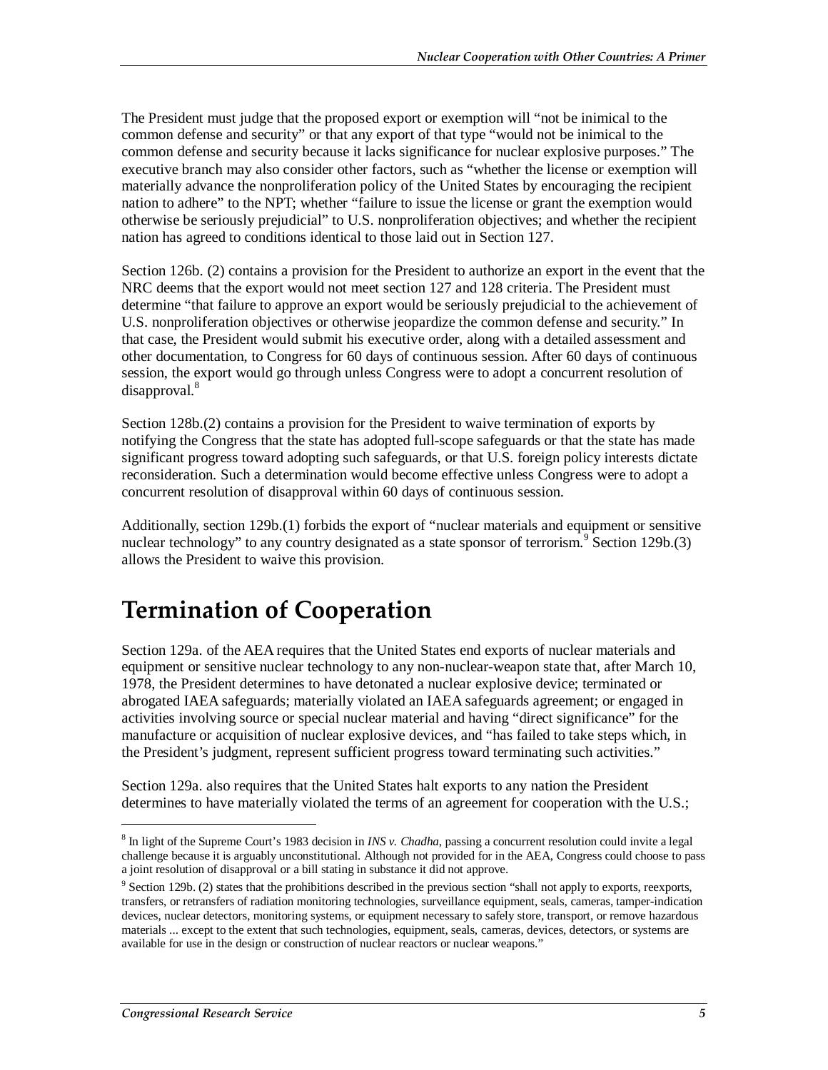The President must judge that the proposed export or exemption will "not be inimical to the common defense and security" or that any export of that type "would not be inimical to the common defense and security because it lacks significance for nuclear explosive purposes." The executive branch may also consider other factors, such as "whether the license or exemption will materially advance the nonproliferation policy of the United States by encouraging the recipient nation to adhere" to the NPT; whether "failure to issue the license or grant the exemption would otherwise be seriously prejudicial" to U.S. nonproliferation objectives; and whether the recipient nation has agreed to conditions identical to those laid out in Section 127.

Section 126b. (2) contains a provision for the President to authorize an export in the event that the NRC deems that the export would not meet section 127 and 128 criteria. The President must determine "that failure to approve an export would be seriously prejudicial to the achievement of U.S. nonproliferation objectives or otherwise jeopardize the common defense and security." In that case, the President would submit his executive order, along with a detailed assessment and other documentation, to Congress for 60 days of continuous session. After 60 days of continuous session, the export would go through unless Congress were to adopt a concurrent resolution of disapproval.[8]

Section 128b.(2) contains a provision for the President to waive termination of exports by notifying the Congress that the state has adopted full-scope safeguards or that the state has made significant progress toward adopting such safeguards, or that U.S. foreign policy interests dictate reconsideration. Such a determination would become effective unless Congress were to adopt a concurrent resolution of disapproval within 60 days of continuous session.

Additionally, section 129b.(1) forbids the export of "nuclear materials and equipment or sensitive nuclear technology" to any country designated as a state sponsor of terrorism.[9] Section 129b.(3) allows the President to waive this provision.

# Termination of Cooperation

Section 129a. of the AEA requires that the United States end exports of nuclear materials and equipment or sensitive nuclear technology to any non-nuclear-weapon state that, after March 10, 1978, the President determines to have detonated a nuclear explosive device; terminated or abrogated IAEA safeguards; materially violated an IAEA safeguards agreement; or engaged in activities involving source or special nuclear material and having "direct significance" for the manufacture or acquisition of nuclear explosive devices, and "has failed to take steps which, in the President's judgment, represent sufficient progress toward terminating such activities."

Section 129a. also requires that the United States halt exports to any nation the President determines to have materially violated the terms of an agreement for cooperation with the U.S.;

---

[8] In light of the Supreme Court's 1983 decision in *INS v. Chadha*, passing a concurrent resolution could invite a legal challenge because it is arguably unconstitutional. Although not provided for in the AEA, Congress could choose to pass a joint resolution of disapproval or a bill stating in substance it did not approve.

[9] Section 129b. (2) states that the prohibitions described in the previous section "shall not apply to exports, reexports, transfers, or retransfers of radiation monitoring technologies, surveillance equipment, seals, cameras, tamper-indication devices, nuclear detectors, monitoring systems, or equipment necessary to safely store, transport, or remove hazardous materials ... except to the extent that such technologies, equipment, seals, cameras, devices, detectors, or systems are available for use in the design or construction of nuclear reactors or nuclear weapons."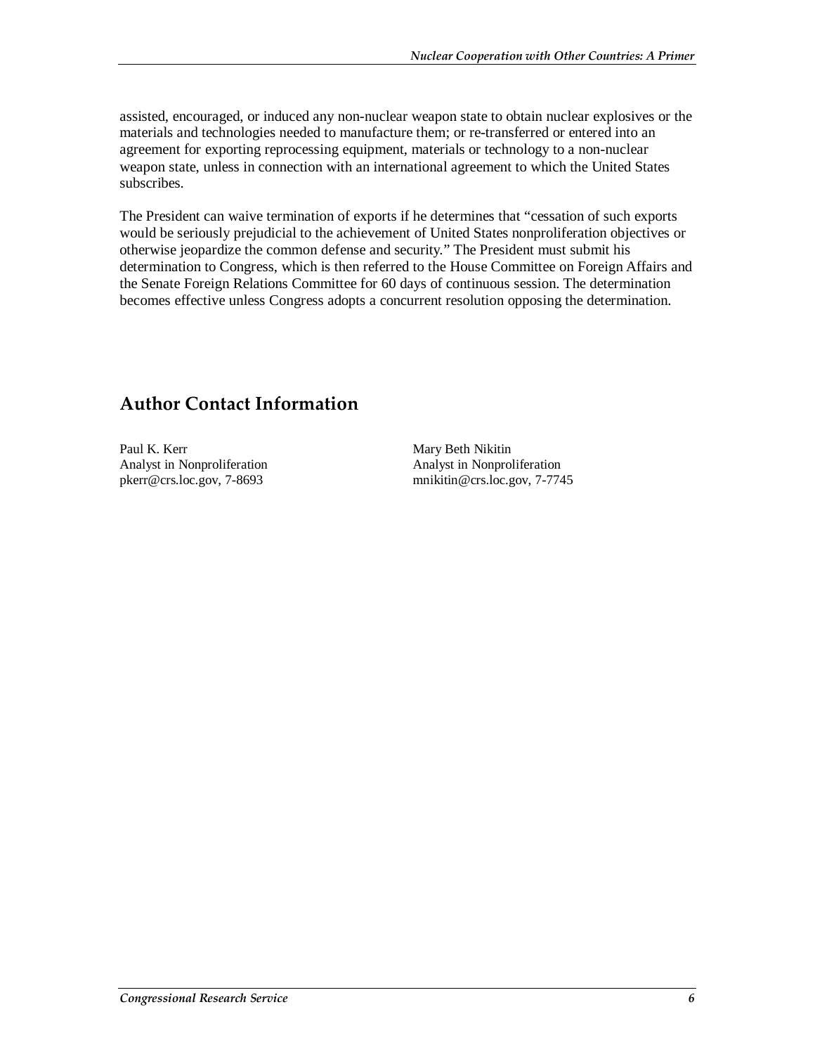assisted, encouraged, or induced any non-nuclear weapon state to obtain nuclear explosives or the materials and technologies needed to manufacture them; or re-transferred or entered into an agreement for exporting reprocessing equipment, materials or technology to a non-nuclear weapon state, unless in connection with an international agreement to which the United States subscribes.

The President can waive termination of exports if he determines that "cessation of such exports would be seriously prejudicial to the achievement of United States nonproliferation objectives or otherwise jeopardize the common defense and security." The President must submit his determination to Congress, which is then referred to the House Committee on Foreign Affairs and the Senate Foreign Relations Committee for 60 days of continuous session. The determination becomes effective unless Congress adopts a concurrent resolution opposing the determination.

## Author Contact Information

Paul K. Kerr
Analyst in Nonproliferation
pkerr@crs.loc.gov, 7-8693

Mary Beth Nikitin
Analyst in Nonproliferation
mnikitin@crs.loc.gov, 7-7745